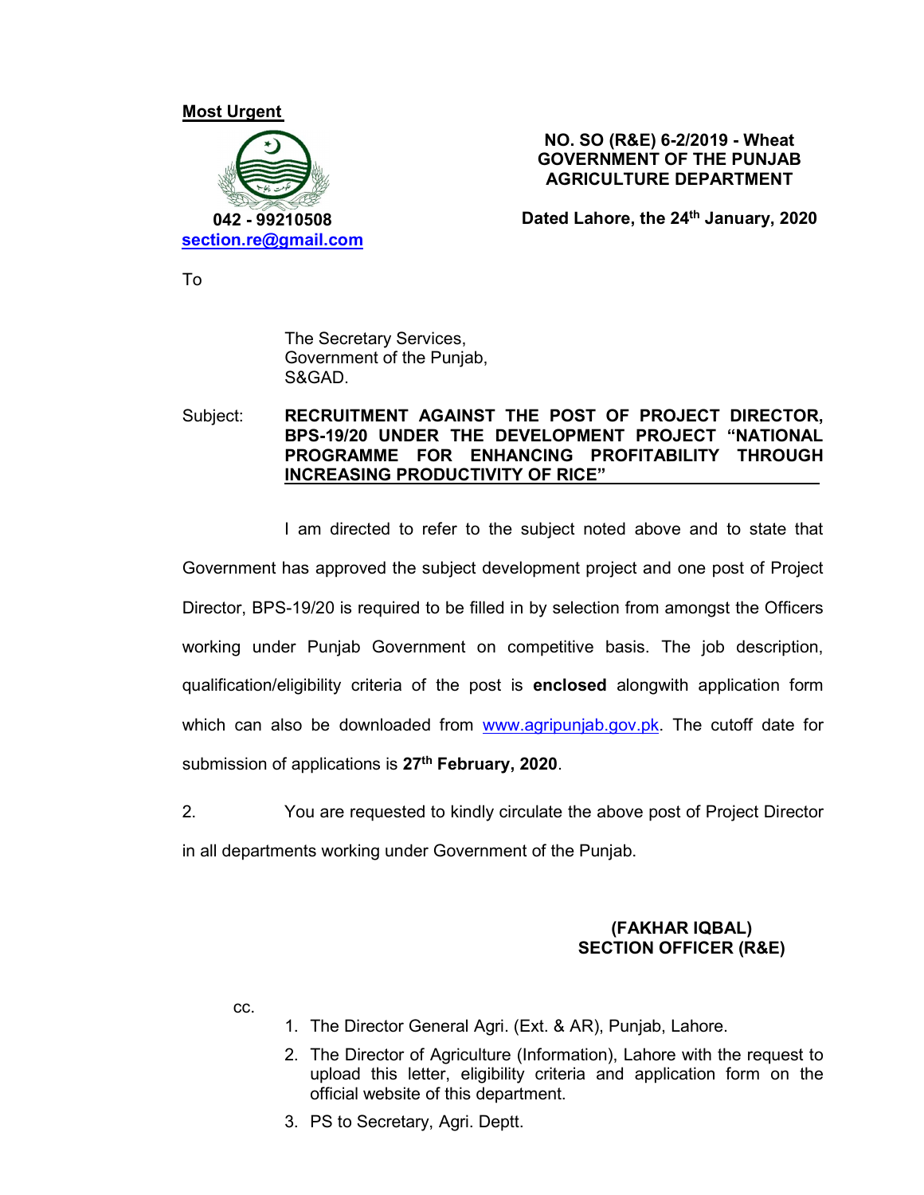**Most Urgent**

042 - 99210508
section.re@gmail.com

**NO. SO (R&E) 6-2/2019 - Wheat**
**GOVERNMENT OF THE PUNJAB**
**AGRICULTURE DEPARTMENT**

**Dated Lahore, the 24th January, 2020**

To

The Secretary Services,
Government of the Punjab,
S&GAD.

Subject: **RECRUITMENT AGAINST THE POST OF PROJECT DIRECTOR, BPS-19/20 UNDER THE DEVELOPMENT PROJECT "NATIONAL PROGRAMME FOR ENHANCING PROFITABILITY THROUGH INCREASING PRODUCTIVITY OF RICE"**

I am directed to refer to the subject noted above and to state that Government has approved the subject development project and one post of Project Director, BPS-19/20 is required to be filled in by selection from amongst the Officers working under Punjab Government on competitive basis. The job description, qualification/eligibility criteria of the post is **enclosed** alongwith application form which can also be downloaded from www.agripunjab.gov.pk. The cutoff date for submission of applications is **27th February, 2020**.

2. You are requested to kindly circulate the above post of Project Director in all departments working under Government of the Punjab.

**(FAKHAR IQBAL)**
**SECTION OFFICER (R&E)**

cc.

1. The Director General Agri. (Ext. & AR), Punjab, Lahore.
2. The Director of Agriculture (Information), Lahore with the request to upload this letter, eligibility criteria and application form on the official website of this department.
3. PS to Secretary, Agri. Deptt.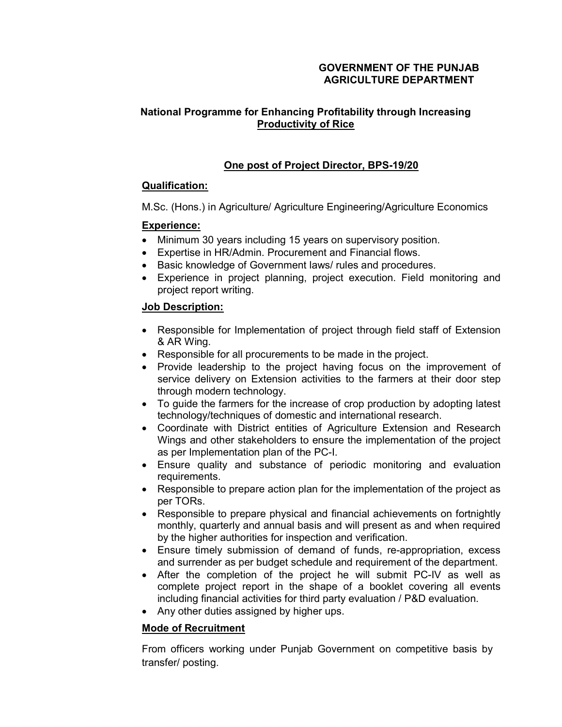**GOVERNMENT OF THE PUNJAB**
**AGRICULTURE DEPARTMENT**

**National Programme for Enhancing Profitability through Increasing <u>Productivity of Rice</u>**

## <u>One post of Project Director, BPS-19/20</u>

### <u>Qualification:</u>

M.Sc. (Hons.) in Agriculture/ Agriculture Engineering/Agriculture Economics

### <u>Experience:</u>

- Minimum 30 years including 15 years on supervisory position.
- Expertise in HR/Admin. Procurement and Financial flows.
- Basic knowledge of Government laws/ rules and procedures.
- Experience in project planning, project execution. Field monitoring and project report writing.

### <u>Job Description:</u>

- Responsible for Implementation of project through field staff of Extension & AR Wing.
- Responsible for all procurements to be made in the project.
- Provide leadership to the project having focus on the improvement of service delivery on Extension activities to the farmers at their door step through modern technology.
- To guide the farmers for the increase of crop production by adopting latest technology/techniques of domestic and international research.
- Coordinate with District entities of Agriculture Extension and Research Wings and other stakeholders to ensure the implementation of the project as per Implementation plan of the PC-I.
- Ensure quality and substance of periodic monitoring and evaluation requirements.
- Responsible to prepare action plan for the implementation of the project as per TORs.
- Responsible to prepare physical and financial achievements on fortnightly monthly, quarterly and annual basis and will present as and when required by the higher authorities for inspection and verification.
- Ensure timely submission of demand of funds, re-appropriation, excess and surrender as per budget schedule and requirement of the department.
- After the completion of the project he will submit PC-IV as well as complete project report in the shape of a booklet covering all events including financial activities for third party evaluation / P&D evaluation.
- Any other duties assigned by higher ups.

### <u>Mode of Recruitment</u>

From officers working under Punjab Government on competitive basis by transfer/ posting.